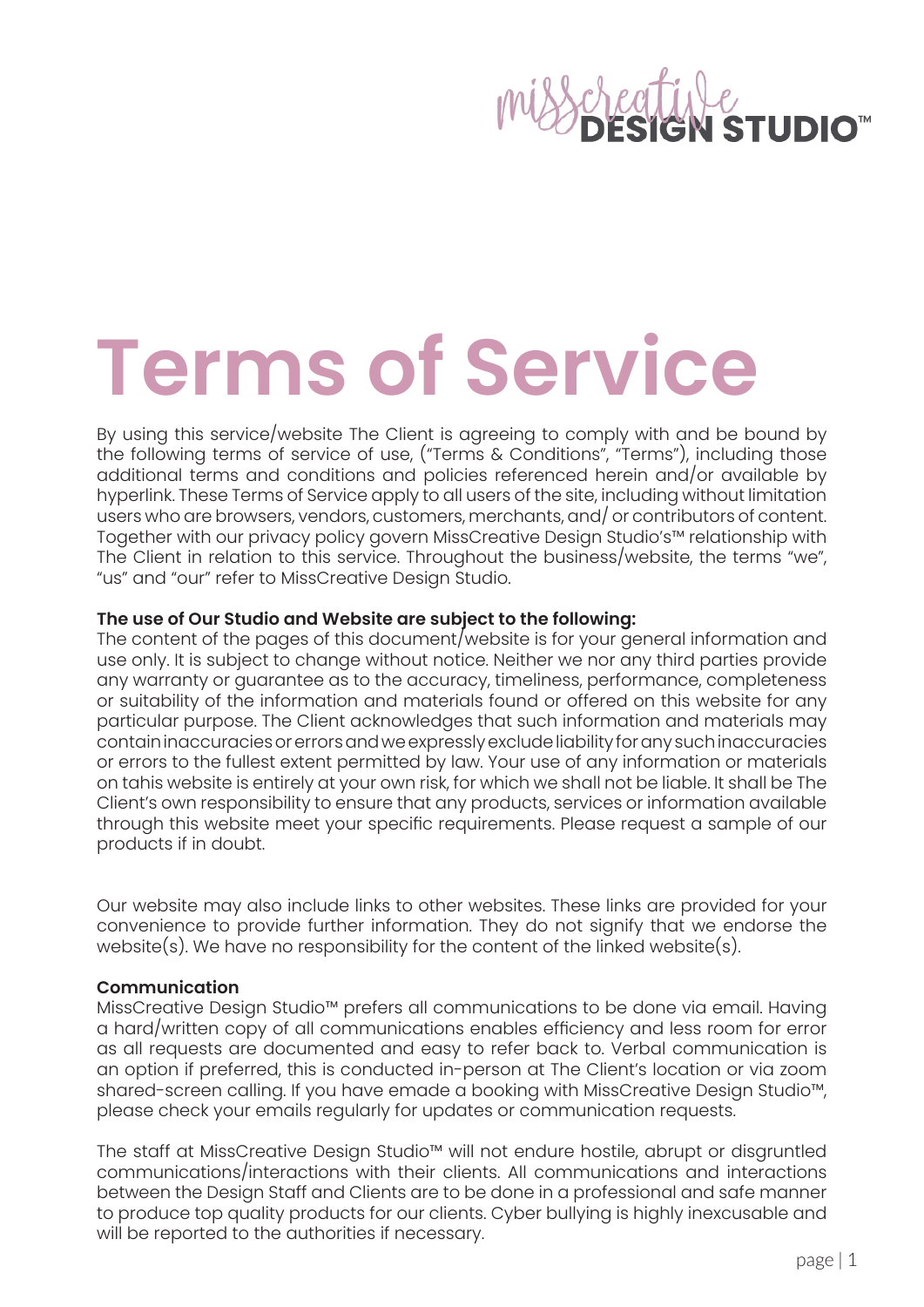misscreative DESIGN STUDIO™

# Terms of Service

By using this service/website The Client is agreeing to comply with and be bound by the following terms of service of use, ("Terms & Conditions", "Terms"), including those additional terms and conditions and policies referenced herein and/or available by hyperlink. These Terms of Service apply to all users of the site, including without limitation users who are browsers, vendors, customers, merchants, and/ or contributors of content. Together with our privacy policy govern MissCreative Design Studio's™ relationship with The Client in relation to this service. Throughout the business/website, the terms "we", "us" and "our" refer to MissCreative Design Studio.

**The use of Our Studio and Website are subject to the following:**
The content of the pages of this document/website is for your general information and use only. It is subject to change without notice. Neither we nor any third parties provide any warranty or guarantee as to the accuracy, timeliness, performance, completeness or suitability of the information and materials found or offered on this website for any particular purpose. The Client acknowledges that such information and materials may contain inaccuracies or errors and we expressly exclude liability for any such inaccuracies or errors to the fullest extent permitted by law. Your use of any information or materials on tahis website is entirely at your own risk, for which we shall not be liable. It shall be The Client's own responsibility to ensure that any products, services or information available through this website meet your specific requirements. Please request a sample of our products if in doubt.

Our website may also include links to other websites. These links are provided for your convenience to provide further information. They do not signify that we endorse the website(s). We have no responsibility for the content of the linked website(s).

**Communication**
MissCreative Design Studio™ prefers all communications to be done via email. Having a hard/written copy of all communications enables efficiency and less room for error as all requests are documented and easy to refer back to. Verbal communication is an option if preferred, this is conducted in-person at The Client's location or via zoom shared-screen calling. If you have emade a booking with MissCreative Design Studio™, please check your emails regularly for updates or communication requests.

The staff at MissCreative Design Studio™ will not endure hostile, abrupt or disgruntled communications/interactions with their clients. All communications and interactions between the Design Staff and Clients are to be done in a professional and safe manner to produce top quality products for our clients. Cyber bullying is highly inexcusable and will be reported to the authorities if necessary.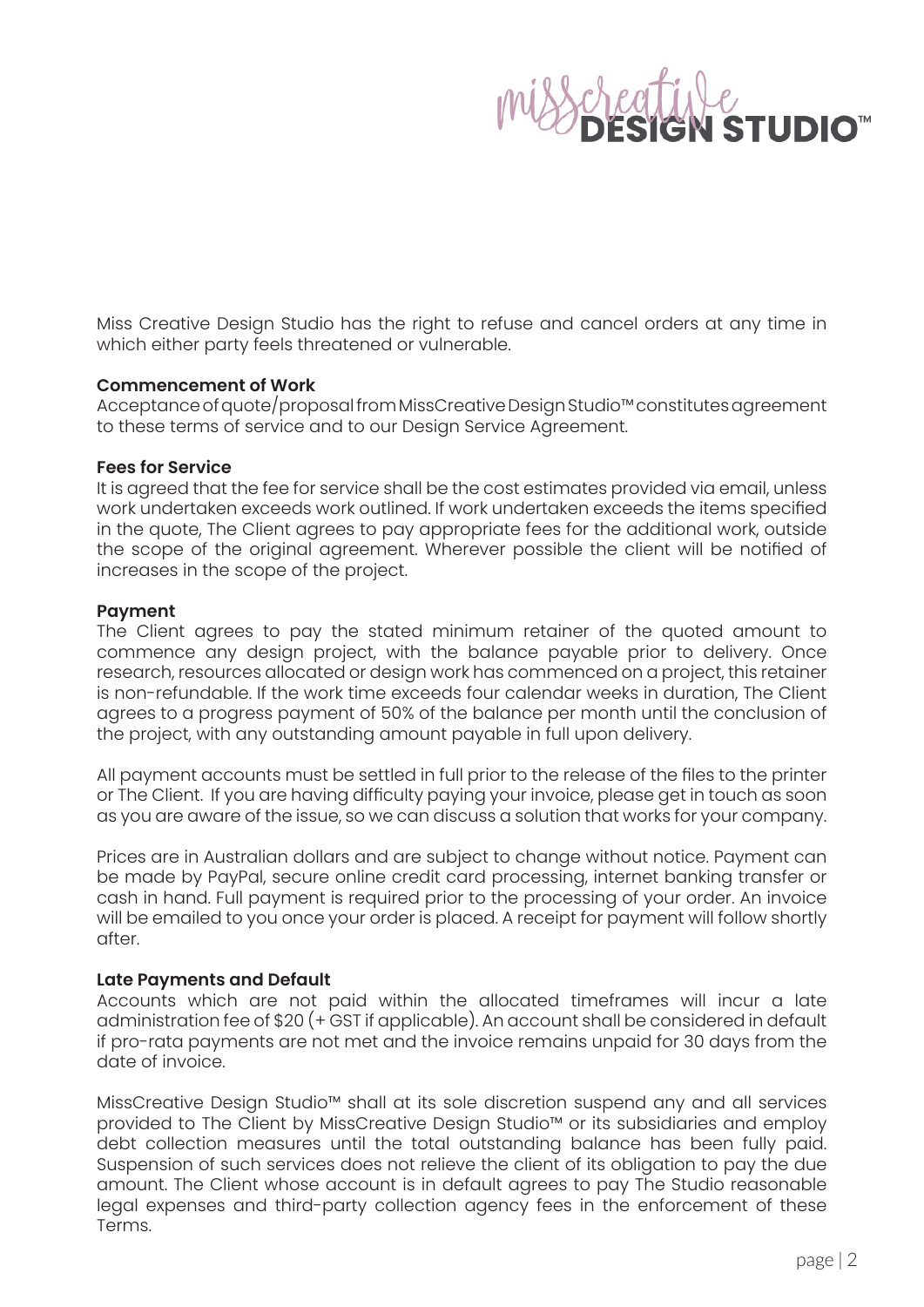Miss Creative Design Studio has the right to refuse and cancel orders at any time in which either party feels threatened or vulnerable.

**Commencement of Work**
Acceptance of quote/proposal from MissCreative Design Studio™ constitutes agreement to these terms of service and to our Design Service Agreement.

**Fees for Service**
It is agreed that the fee for service shall be the cost estimates provided via email, unless work undertaken exceeds work outlined. If work undertaken exceeds the items specified in the quote, The Client agrees to pay appropriate fees for the additional work, outside the scope of the original agreement. Wherever possible the client will be notified of increases in the scope of the project.

**Payment**
The Client agrees to pay the stated minimum retainer of the quoted amount to commence any design project, with the balance payable prior to delivery. Once research, resources allocated or design work has commenced on a project, this retainer is non-refundable. If the work time exceeds four calendar weeks in duration, The Client agrees to a progress payment of 50% of the balance per month until the conclusion of the project, with any outstanding amount payable in full upon delivery.

All payment accounts must be settled in full prior to the release of the files to the printer or The Client. If you are having difficulty paying your invoice, please get in touch as soon as you are aware of the issue, so we can discuss a solution that works for your company.

Prices are in Australian dollars and are subject to change without notice. Payment can be made by PayPal, secure online credit card processing, internet banking transfer or cash in hand. Full payment is required prior to the processing of your order. An invoice will be emailed to you once your order is placed. A receipt for payment will follow shortly after.

**Late Payments and Default**
Accounts which are not paid within the allocated timeframes will incur a late administration fee of $20 (+ GST if applicable). An account shall be considered in default if pro-rata payments are not met and the invoice remains unpaid for 30 days from the date of invoice.

MissCreative Design Studio™ shall at its sole discretion suspend any and all services provided to The Client by MissCreative Design Studio™ or its subsidiaries and employ debt collection measures until the total outstanding balance has been fully paid. Suspension of such services does not relieve the client of its obligation to pay the due amount. The Client whose account is in default agrees to pay The Studio reasonable legal expenses and third-party collection agency fees in the enforcement of these Terms.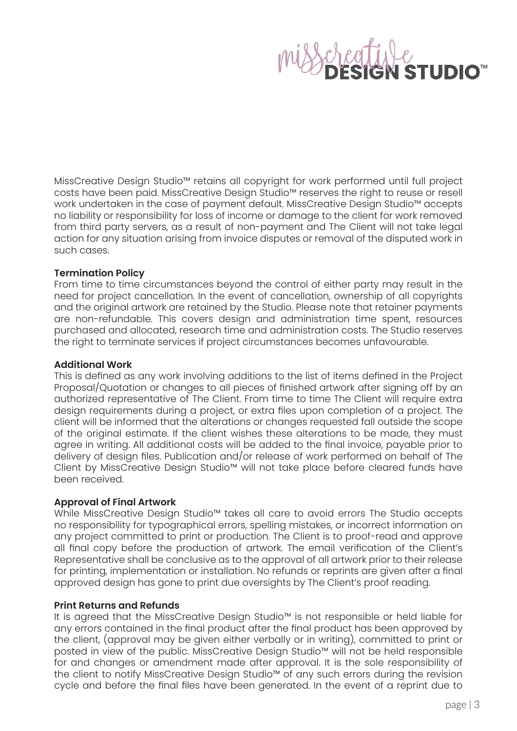MissCreative Design Studio™ retains all copyright for work performed until full project costs have been paid. MissCreative Design Studio™ reserves the right to reuse or resell work undertaken in the case of payment default. MissCreative Design Studio™ accepts no liability or responsibility for loss of income or damage to the client for work removed from third party servers, as a result of non-payment and The Client will not take legal action for any situation arising from invoice disputes or removal of the disputed work in such cases.

**Termination Policy**
From time to time circumstances beyond the control of either party may result in the need for project cancellation. In the event of cancellation, ownership of all copyrights and the original artwork are retained by the Studio. Please note that retainer payments are non-refundable. This covers design and administration time spent, resources purchased and allocated, research time and administration costs. The Studio reserves the right to terminate services if project circumstances becomes unfavourable.

**Additional Work**
This is defined as any work involving additions to the list of items defined in the Project Proposal/Quotation or changes to all pieces of finished artwork after signing off by an authorized representative of The Client. From time to time The Client will require extra design requirements during a project, or extra files upon completion of a project. The client will be informed that the alterations or changes requested fall outside the scope of the original estimate. If the client wishes these alterations to be made, they must agree in writing. All additional costs will be added to the final invoice, payable prior to delivery of design files. Publication and/or release of work performed on behalf of The Client by MissCreative Design Studio™ will not take place before cleared funds have been received.

**Approval of Final Artwork**
While MissCreative Design Studio™ takes all care to avoid errors The Studio accepts no responsibility for typographical errors, spelling mistakes, or incorrect information on any project committed to print or production. The Client is to proof-read and approve all final copy before the production of artwork. The email verification of the Client's Representative shall be conclusive as to the approval of all artwork prior to their release for printing, implementation or installation. No refunds or reprints are given after a final approved design has gone to print due oversights by The Client's proof reading.

**Print Returns and Refunds**
It is agreed that the MissCreative Design Studio™ is not responsible or held liable for any errors contained in the final product after the final product has been approved by the client, (approval may be given either verbally or in writing), committed to print or posted in view of the public. MissCreative Design Studio™ will not be held responsible for and changes or amendment made after approval. It is the sole responsibility of the client to notify MissCreative Design Studio™ of any such errors during the revision cycle and before the final files have been generated. In the event of a reprint due to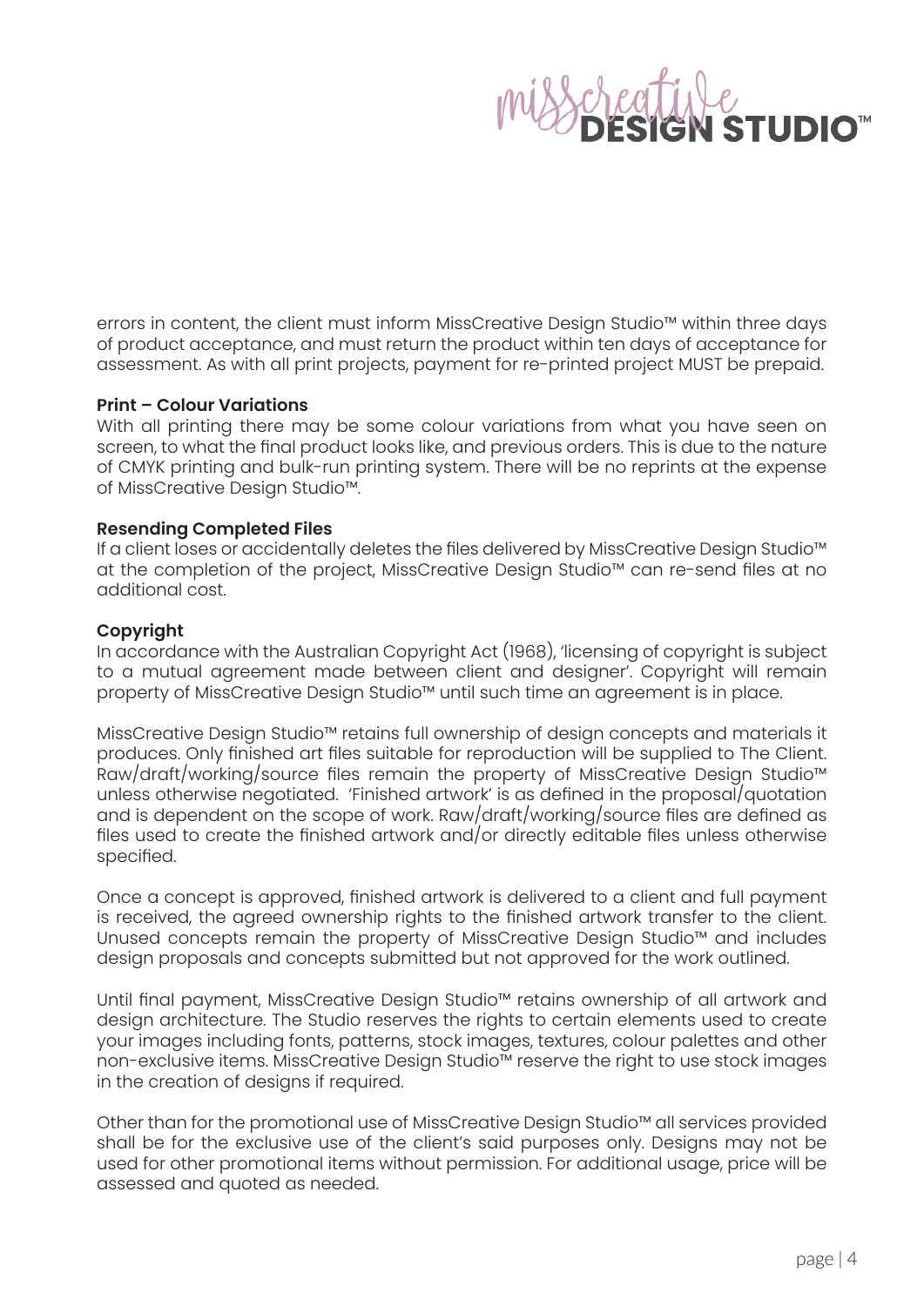errors in content, the client must inform MissCreative Design Studio™ within three days of product acceptance, and must return the product within ten days of acceptance for assessment. As with all print projects, payment for re-printed project MUST be prepaid.

**Print – Colour Variations**
With all printing there may be some colour variations from what you have seen on screen, to what the final product looks like, and previous orders. This is due to the nature of CMYK printing and bulk-run printing system. There will be no reprints at the expense of MissCreative Design Studio™.

**Resending Completed Files**
If a client loses or accidentally deletes the files delivered by MissCreative Design Studio™ at the completion of the project, MissCreative Design Studio™ can re-send files at no additional cost.

**Copyright**
In accordance with the Australian Copyright Act (1968), 'licensing of copyright is subject to a mutual agreement made between client and designer'. Copyright will remain property of MissCreative Design Studio™ until such time an agreement is in place.

MissCreative Design Studio™ retains full ownership of design concepts and materials it produces. Only finished art files suitable for reproduction will be supplied to The Client. Raw/draft/working/source files remain the property of MissCreative Design Studio™ unless otherwise negotiated. 'Finished artwork' is as defined in the proposal/quotation and is dependent on the scope of work. Raw/draft/working/source files are defined as files used to create the finished artwork and/or directly editable files unless otherwise specified.

Once a concept is approved, finished artwork is delivered to a client and full payment is received, the agreed ownership rights to the finished artwork transfer to the client. Unused concepts remain the property of MissCreative Design Studio™ and includes design proposals and concepts submitted but not approved for the work outlined.

Until final payment, MissCreative Design Studio™ retains ownership of all artwork and design architecture. The Studio reserves the rights to certain elements used to create your images including fonts, patterns, stock images, textures, colour palettes and other non-exclusive items. MissCreative Design Studio™ reserve the right to use stock images in the creation of designs if required.

Other than for the promotional use of MissCreative Design Studio™ all services provided shall be for the exclusive use of the client's said purposes only. Designs may not be used for other promotional items without permission. For additional usage, price will be assessed and quoted as needed.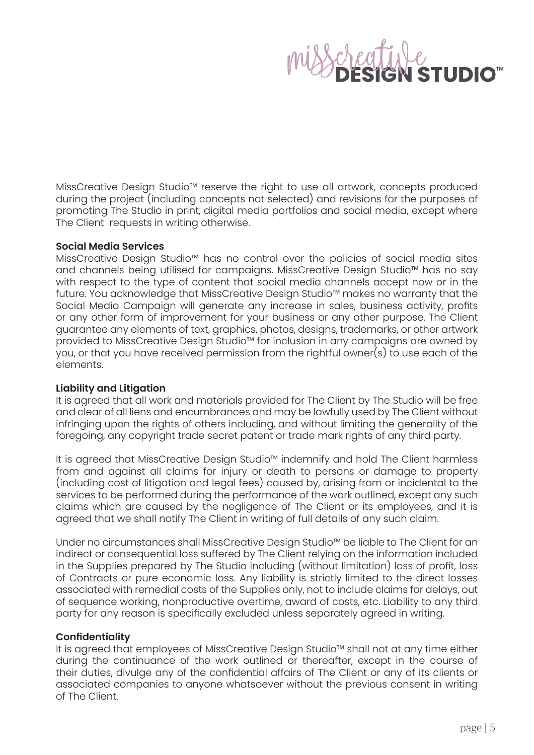MissCreative Design Studio™ reserve the right to use all artwork, concepts produced during the project (including concepts not selected) and revisions for the purposes of promoting The Studio in print, digital media portfolios and social media, except where The Client requests in writing otherwise.

**Social Media Services**

MissCreative Design Studio™ has no control over the policies of social media sites and channels being utilised for campaigns. MissCreative Design Studio™ has no say with respect to the type of content that social media channels accept now or in the future. You acknowledge that MissCreative Design Studio™ makes no warranty that the Social Media Campaign will generate any increase in sales, business activity, profits or any other form of improvement for your business or any other purpose. The Client guarantee any elements of text, graphics, photos, designs, trademarks, or other artwork provided to MissCreative Design Studio™ for inclusion in any campaigns are owned by you, or that you have received permission from the rightful owner(s) to use each of the elements.

**Liability and Litigation**

It is agreed that all work and materials provided for The Client by The Studio will be free and clear of all liens and encumbrances and may be lawfully used by The Client without infringing upon the rights of others including, and without limiting the generality of the foregoing, any copyright trade secret patent or trade mark rights of any third party.

It is agreed that MissCreative Design Studio™ indemnify and hold The Client harmless from and against all claims for injury or death to persons or damage to property (including cost of litigation and legal fees) caused by, arising from or incidental to the services to be performed during the performance of the work outlined, except any such claims which are caused by the negligence of The Client or its employees, and it is agreed that we shall notify The Client in writing of full details of any such claim.

Under no circumstances shall MissCreative Design Studio™ be liable to The Client for an indirect or consequential loss suffered by The Client relying on the information included in the Supplies prepared by The Studio including (without limitation) loss of profit, loss of Contracts or pure economic loss. Any liability is strictly limited to the direct losses associated with remedial costs of the Supplies only, not to include claims for delays, out of sequence working, nonproductive overtime, award of costs, etc. Liability to any third party for any reason is specifically excluded unless separately agreed in writing.

**Confidentiality**

It is agreed that employees of MissCreative Design Studio™ shall not at any time either during the continuance of the work outlined or thereafter, except in the course of their duties, divulge any of the confidential affairs of The Client or any of its clients or associated companies to anyone whatsoever without the previous consent in writing of The Client.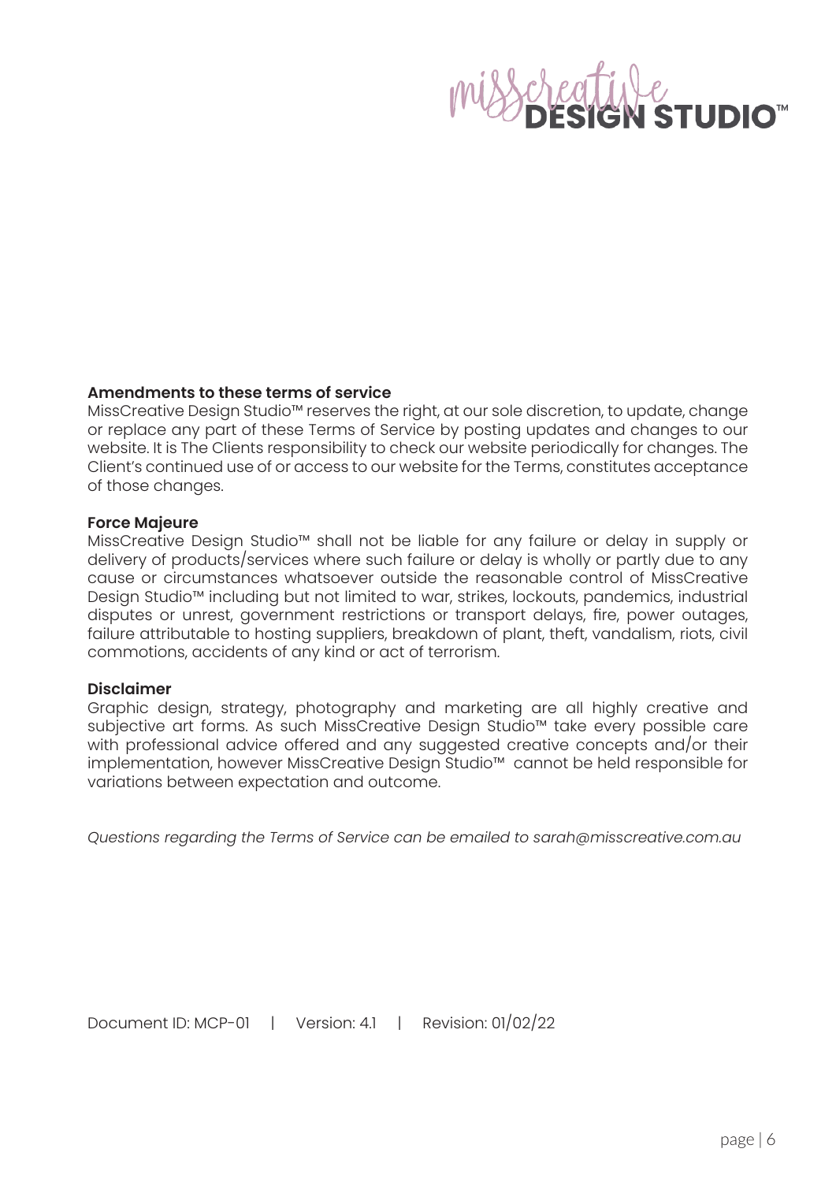**Amendments to these terms of service**
MissCreative Design Studio™ reserves the right, at our sole discretion, to update, change or replace any part of these Terms of Service by posting updates and changes to our website. It is The Clients responsibility to check our website periodically for changes. The Client's continued use of or access to our website for the Terms, constitutes acceptance of those changes.

**Force Majeure**
MissCreative Design Studio™ shall not be liable for any failure or delay in supply or delivery of products/services where such failure or delay is wholly or partly due to any cause or circumstances whatsoever outside the reasonable control of MissCreative Design Studio™ including but not limited to war, strikes, lockouts, pandemics, industrial disputes or unrest, government restrictions or transport delays, fire, power outages, failure attributable to hosting suppliers, breakdown of plant, theft, vandalism, riots, civil commotions, accidents of any kind or act of terrorism.

**Disclaimer**
Graphic design, strategy, photography and marketing are all highly creative and subjective art forms. As such MissCreative Design Studio™ take every possible care with professional advice offered and any suggested creative concepts and/or their implementation, however MissCreative Design Studio™ cannot be held responsible for variations between expectation and outcome.

*Questions regarding the Terms of Service can be emailed to sarah@misscreative.com.au*

Document ID: MCP-01 | Version: 4.1 | Revision: 01/02/22